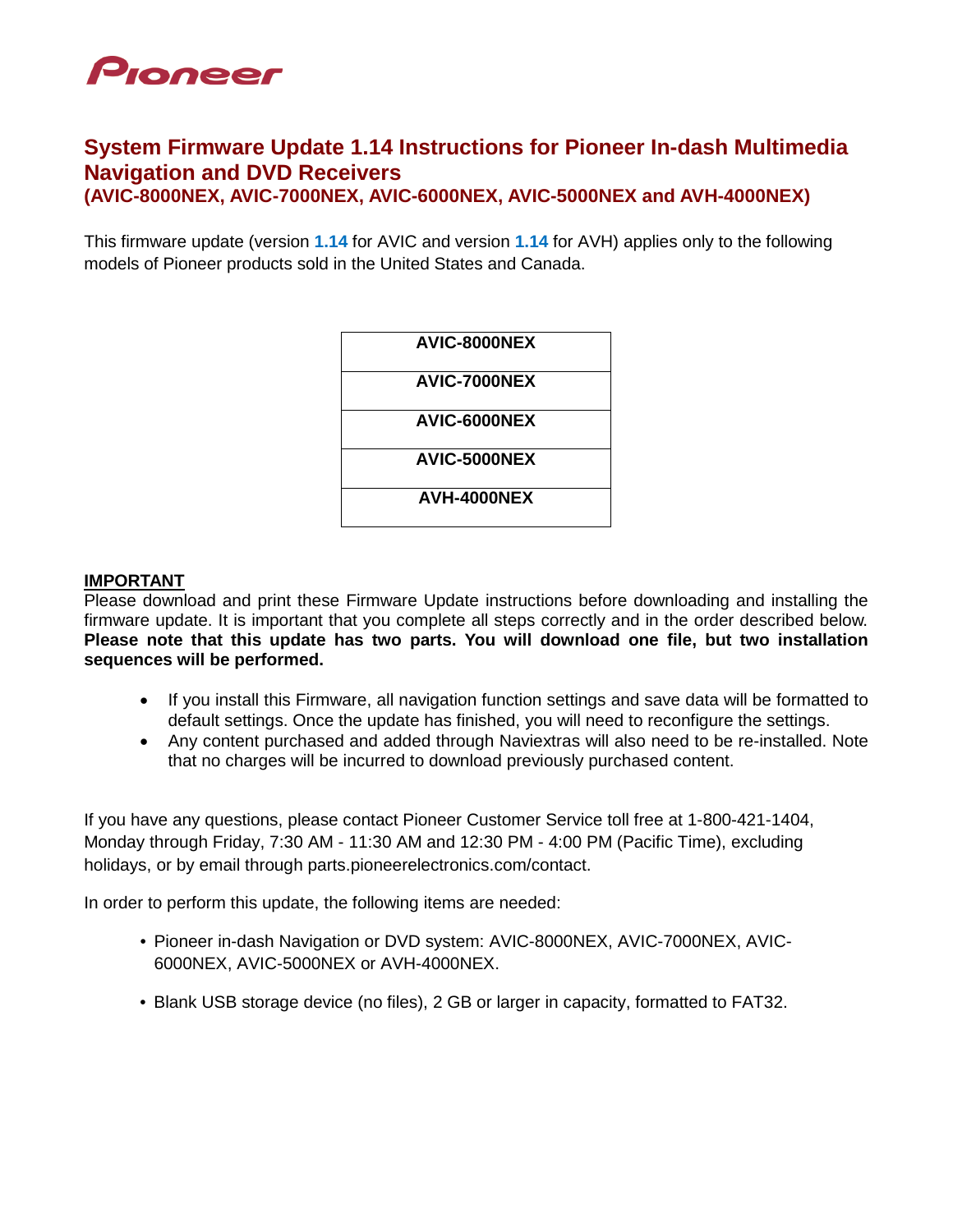Pioneer

# System Firmware Update 1.14 Instructions for Pioneer In-dash Multimedia Navigation and DVD Receivers

## (AVIC-8000NEX, AVIC-7000NEX, AVIC-6000NEX, AVIC-5000NEX and AVH-4000NEX)

This firmware update (version **1.14** for AVIC and version **1.14** for AVH) applies only to the following models of Pioneer products sold in the United States and Canada.

| AVIC-8000NEX |
|---|
| AVIC-7000NEX |
| AVIC-6000NEX |
| AVIC-5000NEX |
| AVH-4000NEX |

**IMPORTANT**

Please download and print these Firmware Update instructions before downloading and installing the firmware update. It is important that you complete all steps correctly and in the order described below. **Please note that this update has two parts. You will download one file, but two installation sequences will be performed.**

- If you install this Firmware, all navigation function settings and save data will be formatted to default settings. Once the update has finished, you will need to reconfigure the settings.
- Any content purchased and added through Naviextras will also need to be re-installed. Note that no charges will be incurred to download previously purchased content.

If you have any questions, please contact Pioneer Customer Service toll free at 1-800-421-1404, Monday through Friday, 7:30 AM - 11:30 AM and 12:30 PM - 4:00 PM (Pacific Time), excluding holidays, or by email through parts.pioneerelectronics.com/contact.

In order to perform this update, the following items are needed:

- Pioneer in-dash Navigation or DVD system: AVIC-8000NEX, AVIC-7000NEX, AVIC-6000NEX, AVIC-5000NEX or AVH-4000NEX.
- Blank USB storage device (no files), 2 GB or larger in capacity, formatted to FAT32.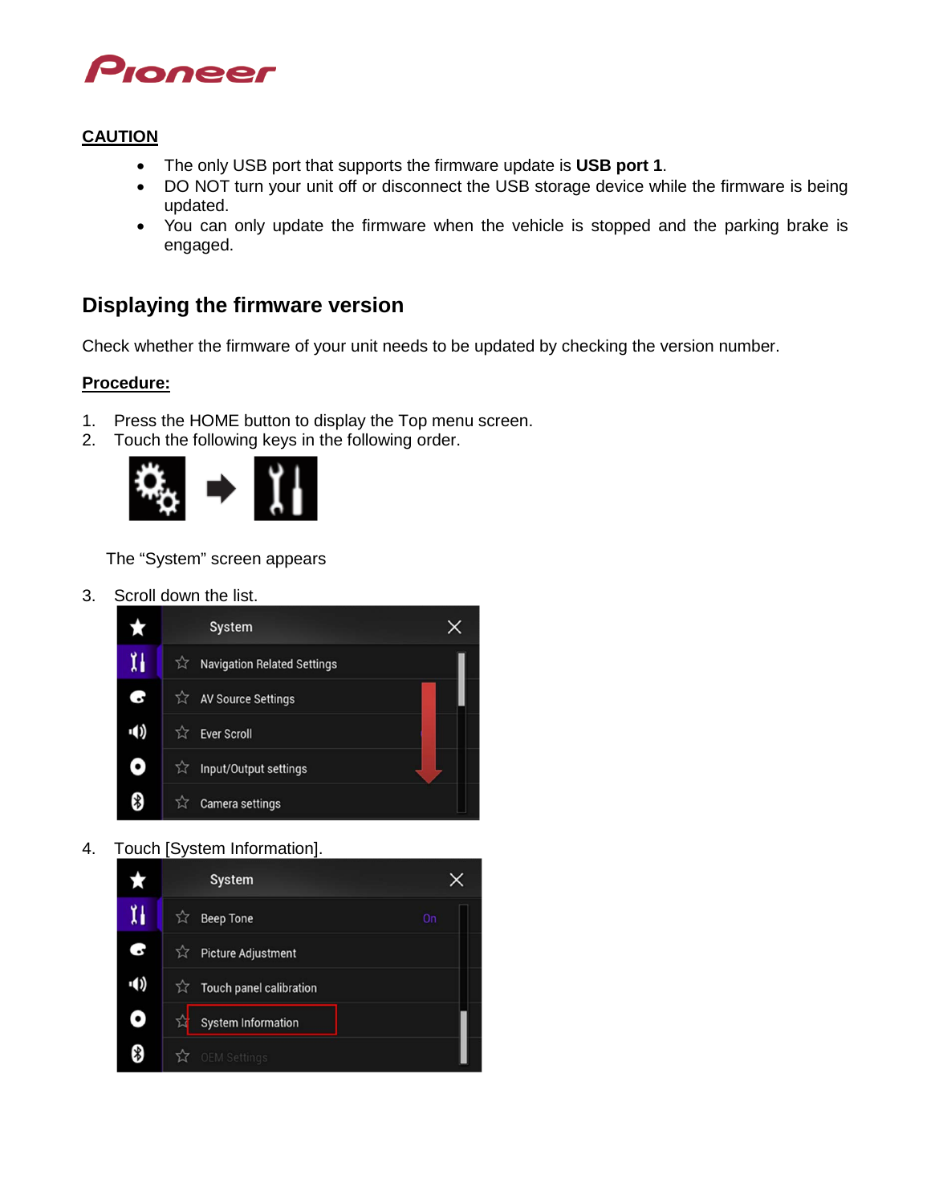**CAUTION**

- The only USB port that supports the firmware update is **USB port 1**.
- DO NOT turn your unit off or disconnect the USB storage device while the firmware is being updated.
- You can only update the firmware when the vehicle is stopped and the parking brake is engaged.

## Displaying the firmware version

Check whether the firmware of your unit needs to be updated by checking the version number.

**Procedure:**

1. Press the HOME button to display the Top menu screen.
2. Touch the following keys in the following order.

   The "System" screen appears

3. Scroll down the list.
4. Touch [System Information].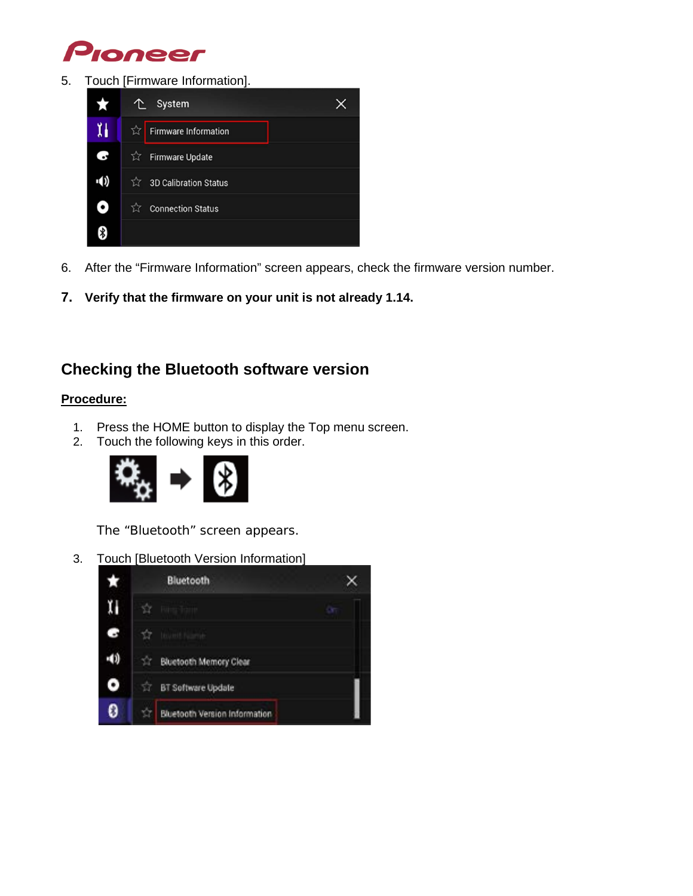5. Touch [Firmware Information].

6. After the “Firmware Information” screen appears, check the firmware version number.

**7. Verify that the firmware on your unit is not already 1.14.**

## Checking the Bluetooth software version

**Procedure:**

1. Press the HOME button to display the Top menu screen.
2. Touch the following keys in this order.

   The “Bluetooth” screen appears.

3. Touch [Bluetooth Version Information]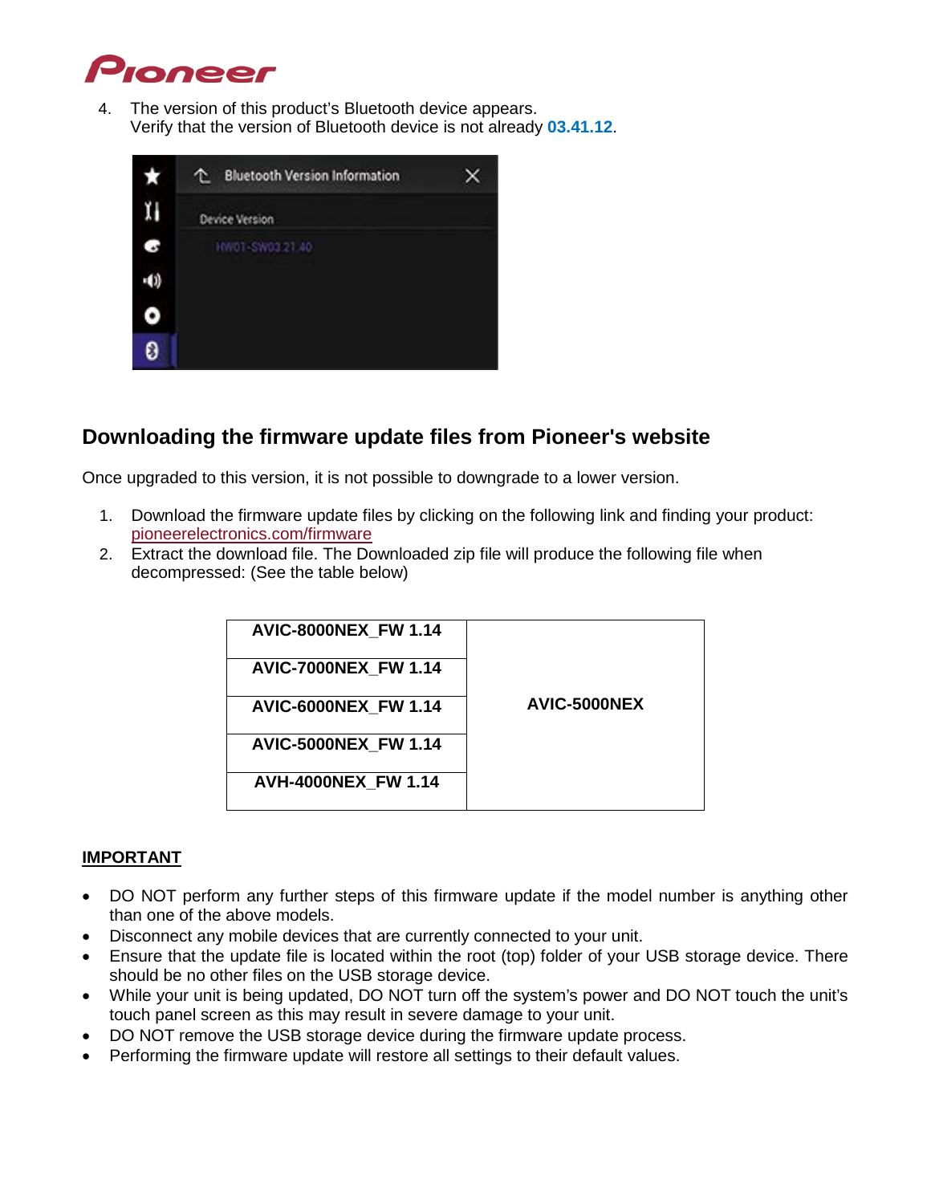4. The version of this product's Bluetooth device appears.
   Verify that the version of Bluetooth device is not already **03.41.12**.

## Downloading the firmware update files from Pioneer's website

Once upgraded to this version, it is not possible to downgrade to a lower version.

1. Download the firmware update files by clicking on the following link and finding your product: pioneerelectronics.com/firmware
2. Extract the download file. The Downloaded zip file will produce the following file when decompressed: (See the table below)

| | |
|---|---|
| **AVIC-8000NEX_FW 1.14** | **AVIC-5000NEX** |
| **AVIC-7000NEX_FW 1.14** | |
| **AVIC-6000NEX_FW 1.14** | |
| **AVIC-5000NEX_FW 1.14** | |
| **AVH-4000NEX_FW 1.14** | |

**IMPORTANT**

- DO NOT perform any further steps of this firmware update if the model number is anything other than one of the above models.
- Disconnect any mobile devices that are currently connected to your unit.
- Ensure that the update file is located within the root (top) folder of your USB storage device. There should be no other files on the USB storage device.
- While your unit is being updated, DO NOT turn off the system's power and DO NOT touch the unit's touch panel screen as this may result in severe damage to your unit.
- DO NOT remove the USB storage device during the firmware update process.
- Performing the firmware update will restore all settings to their default values.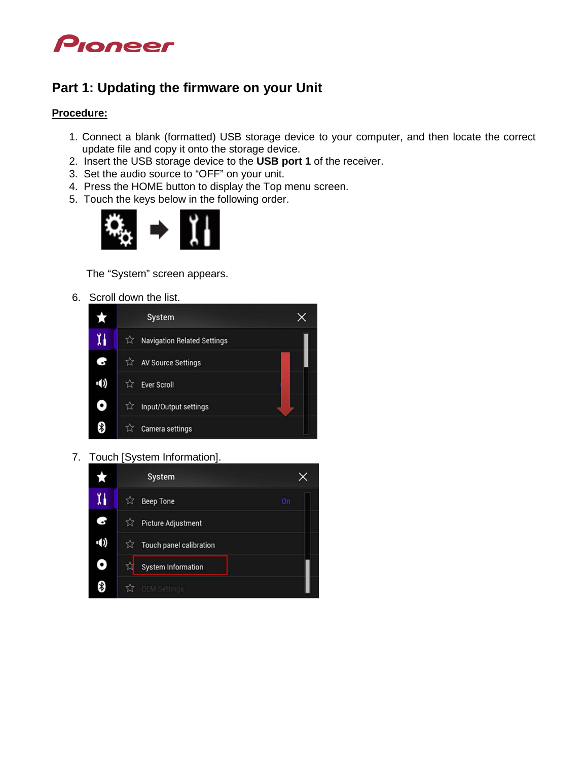## Part 1: Updating the firmware on your Unit

**Procedure:**

1. Connect a blank (formatted) USB storage device to your computer, and then locate the correct update file and copy it onto the storage device.
2. Insert the USB storage device to the **USB port 1** of the receiver.
3. Set the audio source to "OFF" on your unit.
4. Press the HOME button to display the Top menu screen.
5. Touch the keys below in the following order.

   The "System" screen appears.

6. Scroll down the list.
7. Touch [System Information].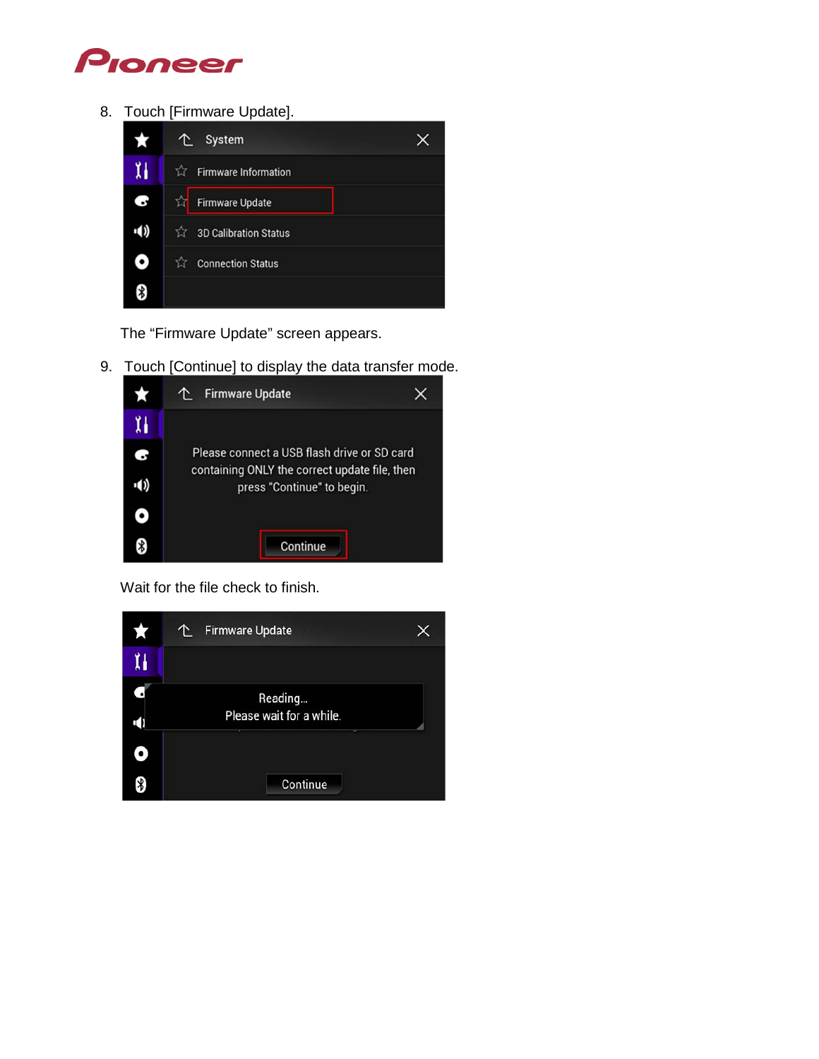8. Touch [Firmware Update].

The "Firmware Update" screen appears.

9. Touch [Continue] to display the data transfer mode.

Wait for the file check to finish.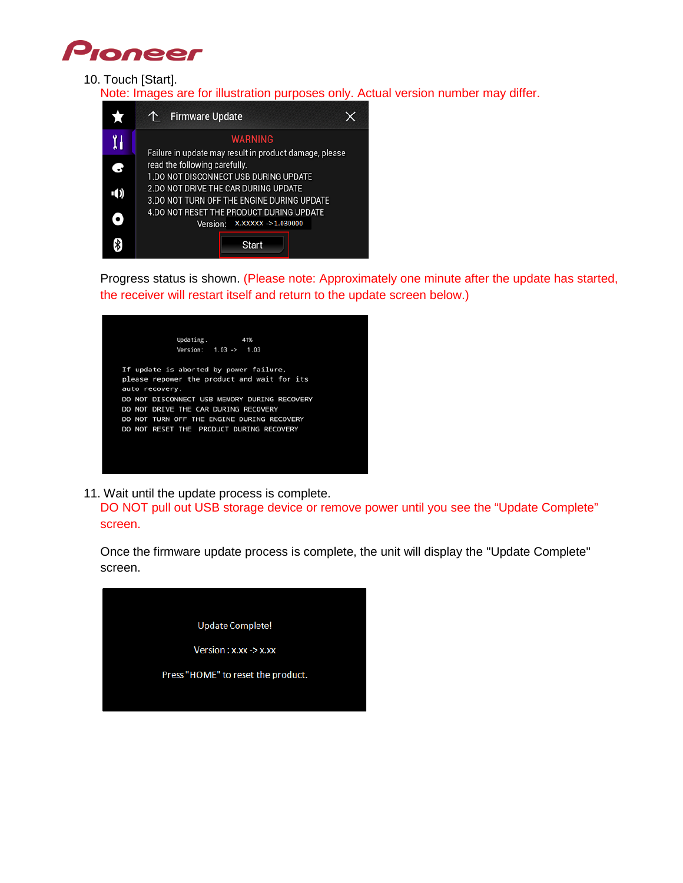10. Touch [Start].

    Note: Images are for illustration purposes only. Actual version number may differ.

    Progress status is shown. (Please note: Approximately one minute after the update has started, the receiver will restart itself and return to the update screen below.)

11. Wait until the update process is complete.

    DO NOT pull out USB storage device or remove power until you see the "Update Complete" screen.

    Once the firmware update process is complete, the unit will display the "Update Complete" screen.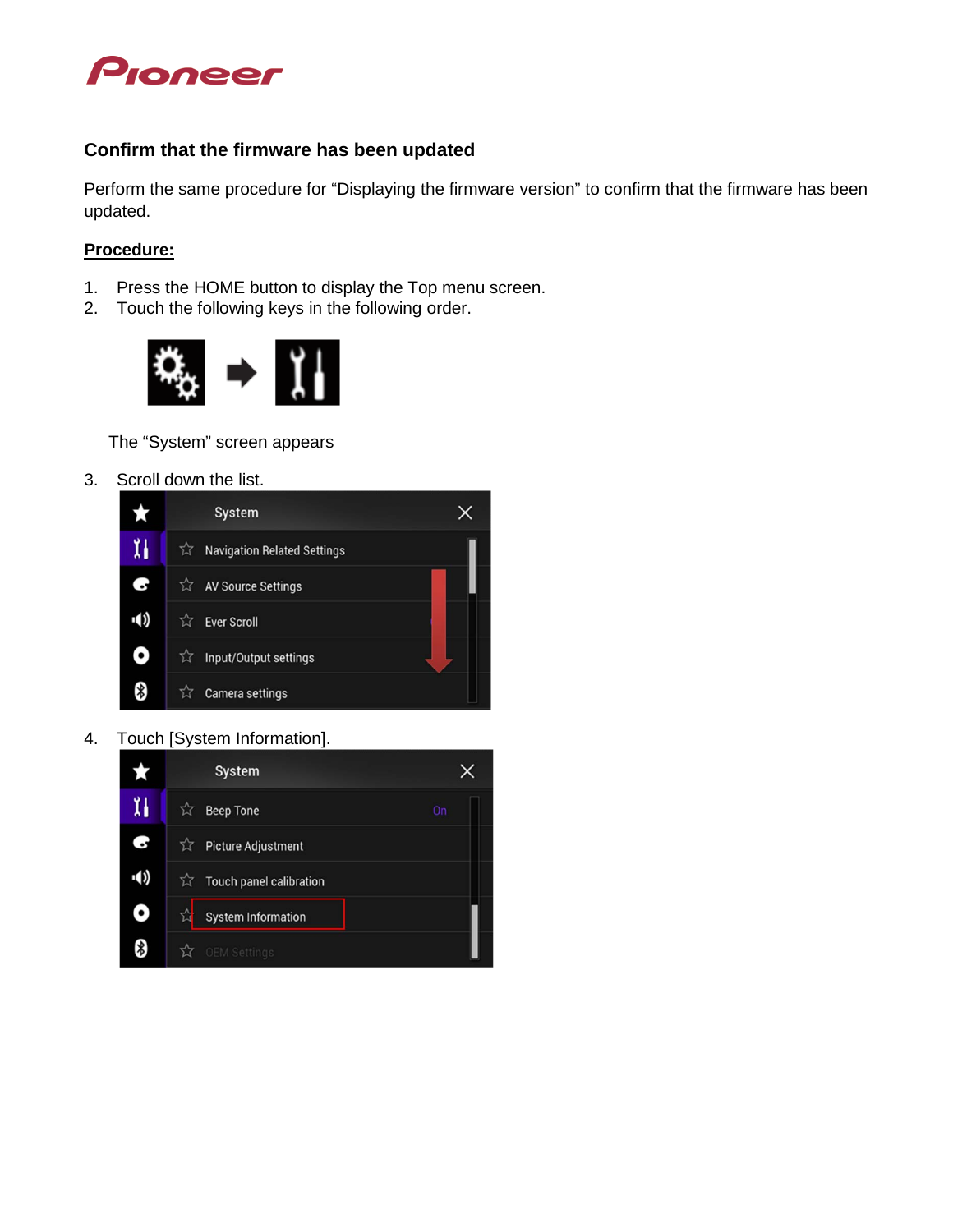## Confirm that the firmware has been updated

Perform the same procedure for “Displaying the firmware version” to confirm that the firmware has been updated.

**Procedure:**

1. Press the HOME button to display the Top menu screen.
2. Touch the following keys in the following order.

   The “System” screen appears

3. Scroll down the list.
4. Touch [System Information].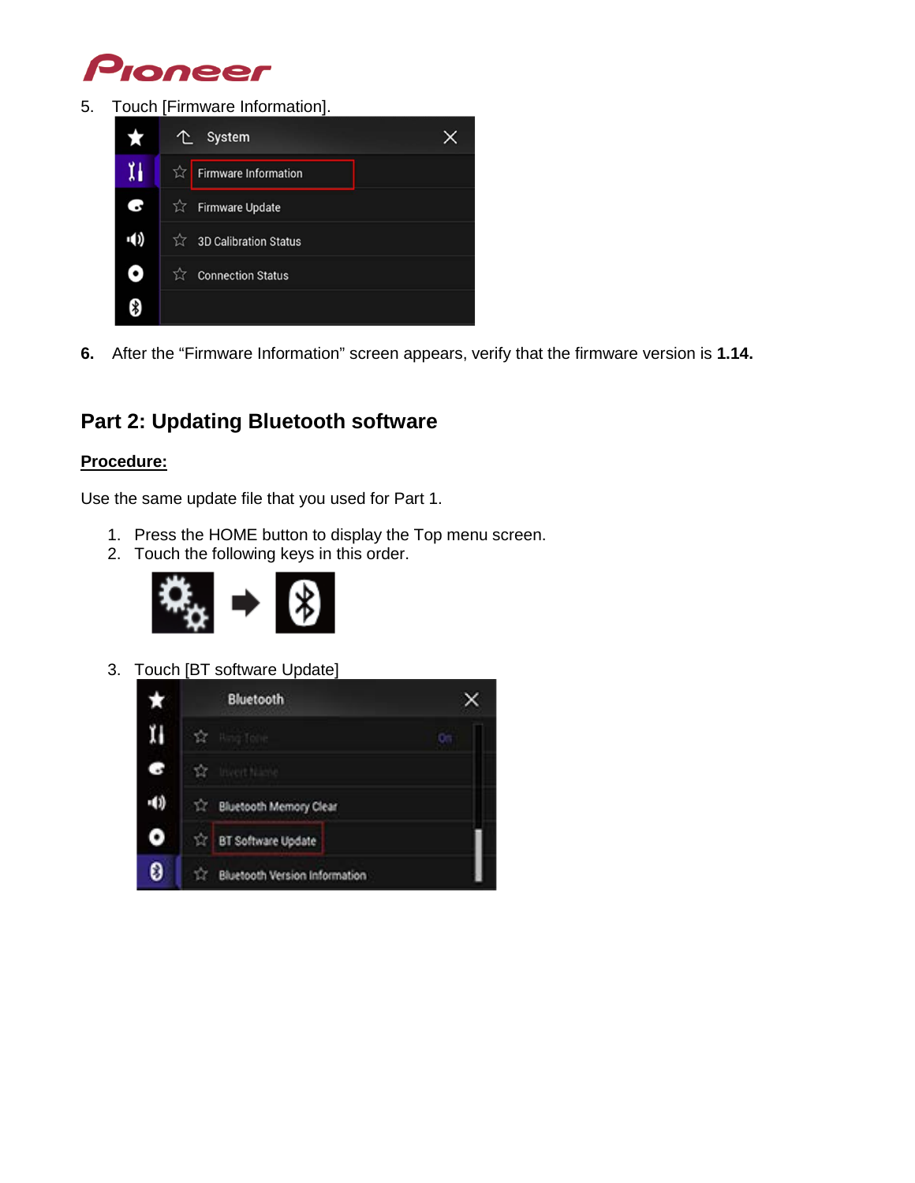5. Touch [Firmware Information].

6. After the "Firmware Information" screen appears, verify that the firmware version is **1.14.**

## Part 2: Updating Bluetooth software

**Procedure:**

Use the same update file that you used for Part 1.

1. Press the HOME button to display the Top menu screen.
2. Touch the following keys in this order.

3. Touch [BT software Update]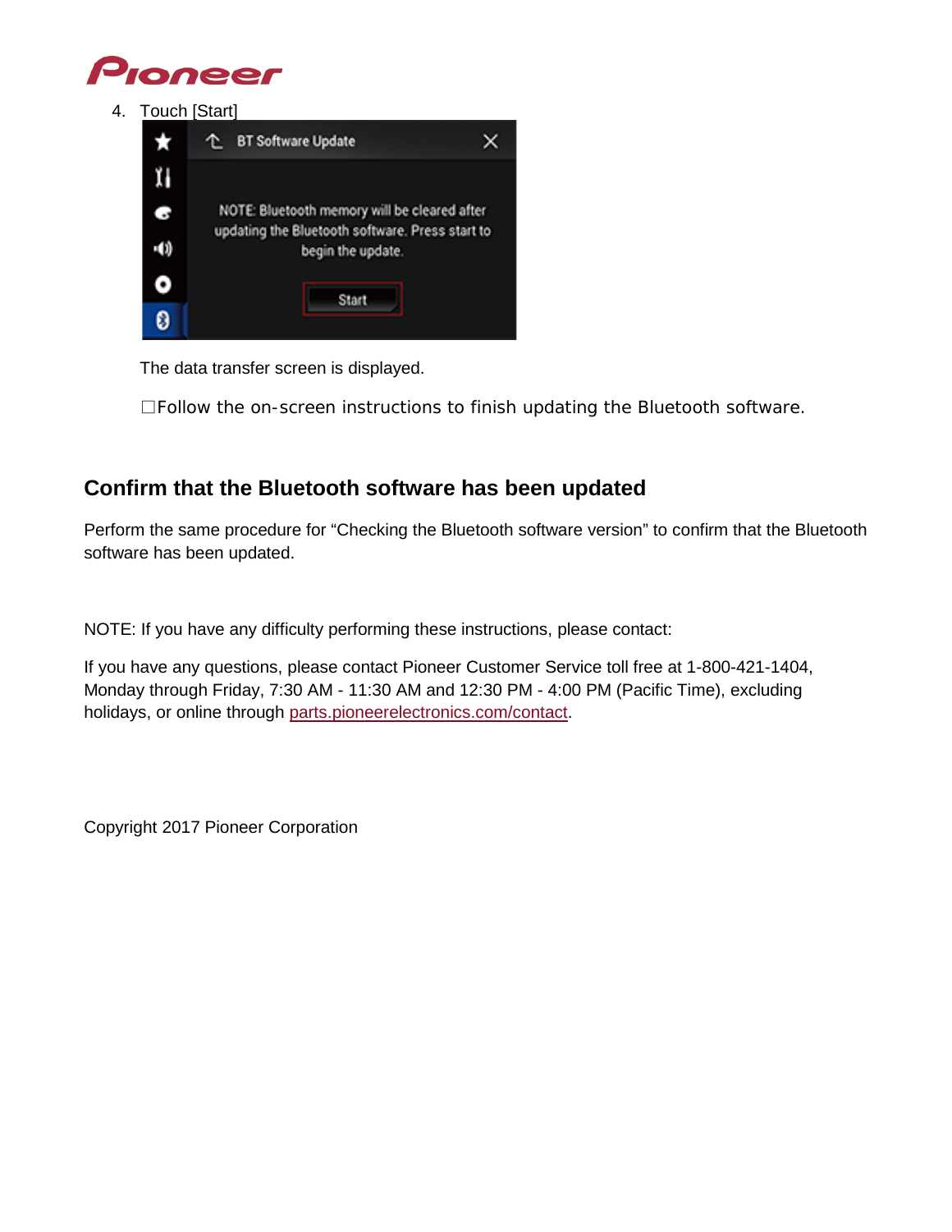4. Touch [Start]

The data transfer screen is displayed.

☐Follow the on-screen instructions to finish updating the Bluetooth software.

## Confirm that the Bluetooth software has been updated

Perform the same procedure for “Checking the Bluetooth software version” to confirm that the Bluetooth software has been updated.

NOTE: If you have any difficulty performing these instructions, please contact:

If you have any questions, please contact Pioneer Customer Service toll free at 1-800-421-1404, Monday through Friday, 7:30 AM - 11:30 AM and 12:30 PM - 4:00 PM (Pacific Time), excluding holidays, or online through parts.pioneerelectronics.com/contact.

Copyright 2017 Pioneer Corporation